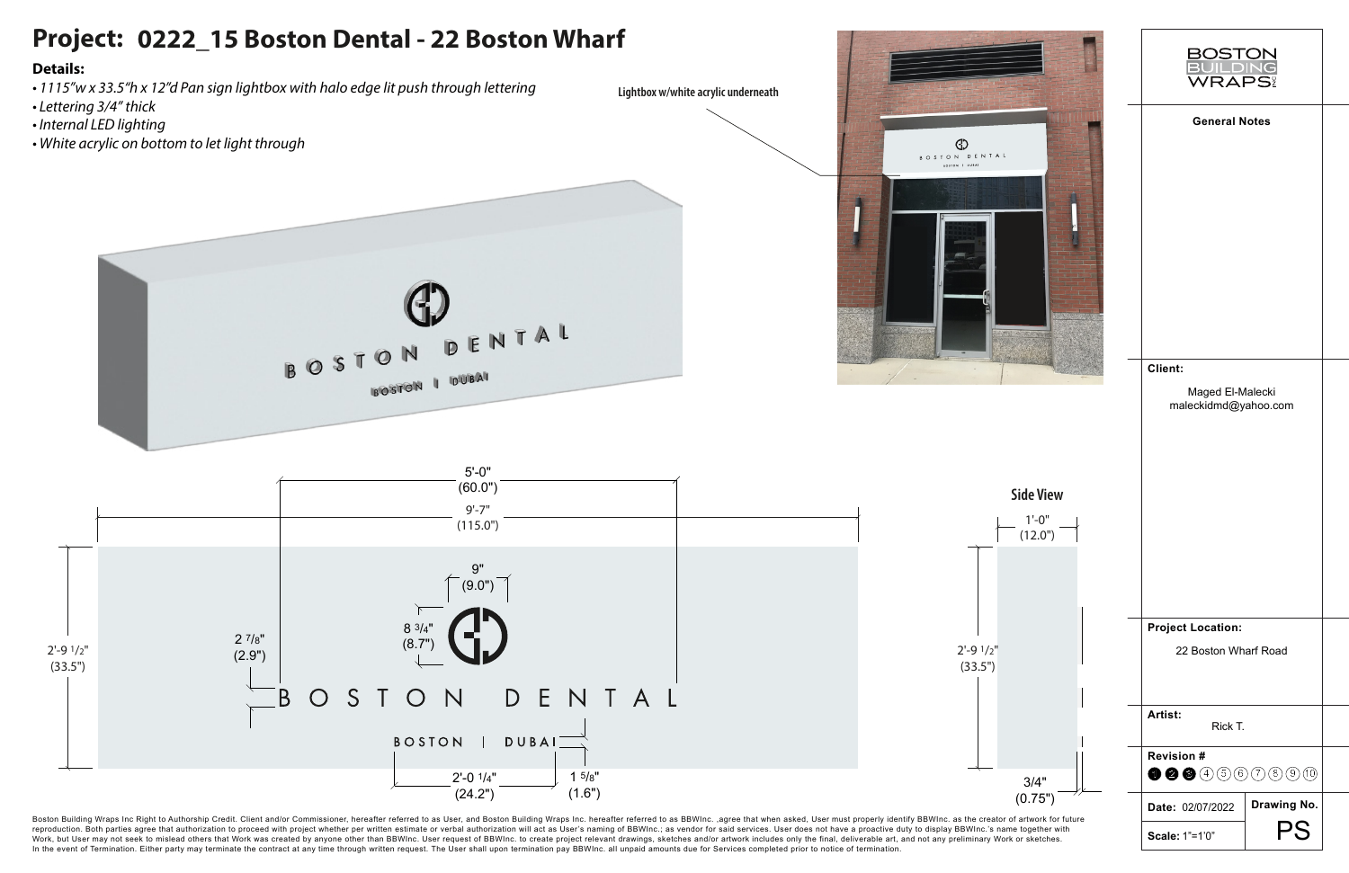# Project: 0222_15 Boston Dental - 22 Boston Wharf

**Details:**

- *1115"w x 33.5"h x 12"d Pan sign lightbox with halo edge lit push through lettering*
- *Lettering 3/4" thick*
- *Internal LED lighting*
- *White acrylic on bottom to let light through*

Lightbox w/white acrylic underneath

BOSTON DENTAL

BOSTON | DUBAI

5'-0" (60.0")

9'-7" (115.0")

9" (9.0")

8 3/4" (8.7")

2'-9 1/2" (33.5")

2 7/8" (2.9")

2'-0 1/4" (24.2")

1 5/8" (1.6")

**Side View**

1'-0" (12.0")

2'-9 1/2" (33.5")

3/4" (0.75")

BOSTON BUILDING WRAPS

**General Notes**

**Client:**

Maged El-Malecki
maleckidmd@yahoo.com

**Project Location:**

22 Boston Wharf Road

**Artist:**
Rick T.

**Revision #**
1 2 3 4 5 6 7 8 9 10

**Date:** 02/07/2022

**Drawing No.**
PS

**Scale:** 1"=1'0"

Boston Building Wraps Inc Right to Authorship Credit. Client and/or Commissioner, hereafter referred to as User, and Boston Building Wraps Inc. hereafter referred to as BBWInc. ,agree that when asked, User must properly identify BBWInc. as the creator of artwork for future reproduction. Both parties agree that authorization to proceed with project whether per written estimate or verbal authorization will act as User's naming of BBWInc.; as vendor for said services. User does not have a proactive duty to display BBWInc.'s name together with Work, but User may not seek to mislead others that Work was created by anyone other than BBWInc. User request of BBWInc. to create project relevant drawings, sketches and/or artwork includes only the final, deliverable art, and not any preliminary Work or sketches. In the event of Termination. Either party may terminate the contract at any time through written request. The User shall upon termination pay BBWInc. all unpaid amounts due for Services completed prior to notice of termination.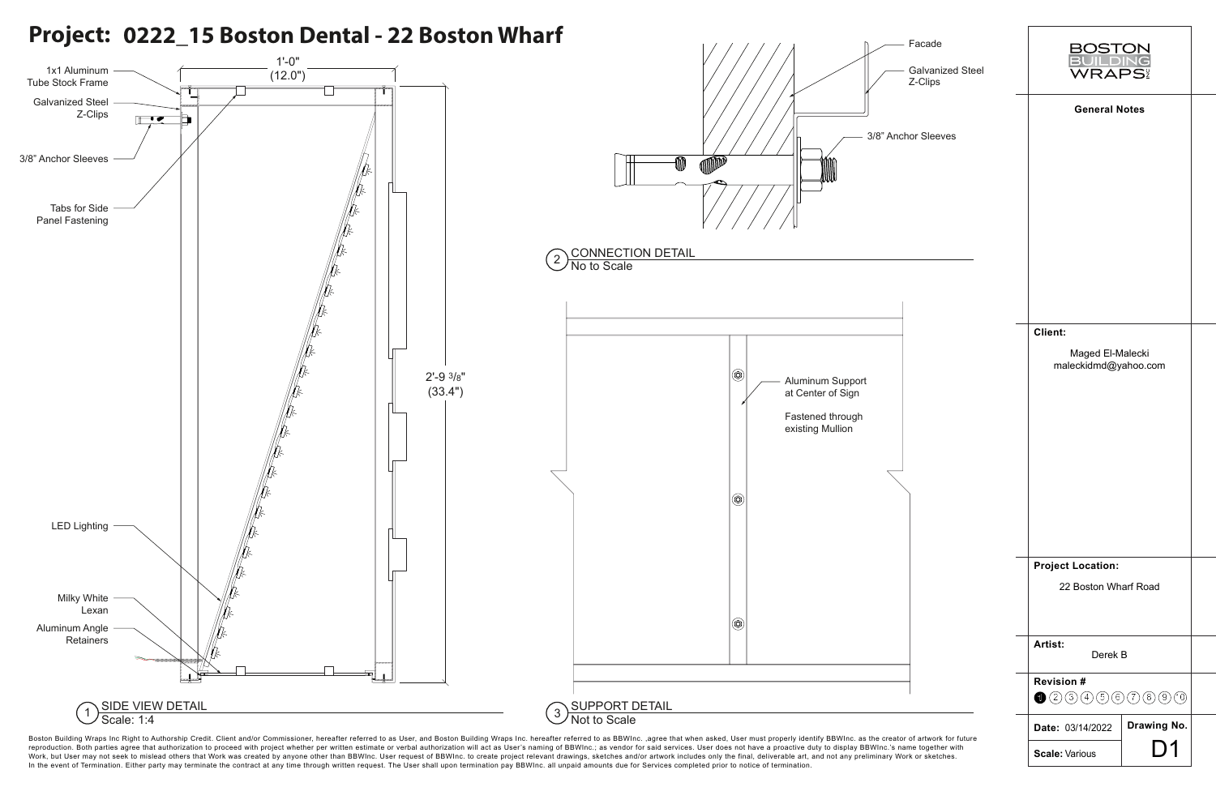# Project: 0222_15 Boston Dental - 22 Boston Wharf

1x1 Aluminum Tube Stock Frame

Galvanized Steel Z-Clips

3/8" Anchor Sleeves

Tabs for Side Panel Fastening

LED Lighting

Milky White Lexan

Aluminum Angle Retainers

1'-0" (12.0")

2'-9 3/8" (33.4")

1 SIDE VIEW DETAIL
Scale: 1:4

Facade

Galvanized Steel Z-Clips

3/8" Anchor Sleeves

2 CONNECTION DETAIL
No to Scale

Aluminum Support at Center of Sign

Fastened through existing Mullion

3 SUPPORT DETAIL
Not to Scale

BOSTON BUILDING WRAPS INC

**General Notes**

**Client:**

Maged El-Malecki
maleckidmd@yahoo.com

**Project Location:**

22 Boston Wharf Road

**Artist:**

Derek B

**Revision #**

1 2 3 4 5 6 7 8 9 10

**Date:** 03/14/2022

**Drawing No.**

D1

**Scale:** Various

Boston Building Wraps Inc Right to Authorship Credit. Client and/or Commissioner, hereafter referred to as User, and Boston Building Wraps Inc. hereafter referred to as BBWInc. ,agree that when asked, User must properly identify BBWInc. as the creator of artwork for future reproduction. Both parties agree that authorization to proceed with project whether per written estimate or verbal authorization will act as User's naming of BBWInc.; as vendor for said services. User does not have a proactive duty to display BBWInc.'s name together with Work, but User may not seek to mislead others that Work was created by anyone other than BBWInc. User request of BBWInc. to create project relevant drawings, sketches and/or artwork includes only the final, deliverable art, and not any preliminary Work or sketches. In the event of Termination. Either party may terminate the contract at any time through written request. The User shall upon termination pay BBWInc. all unpaid amounts due for Services completed prior to notice of termination.